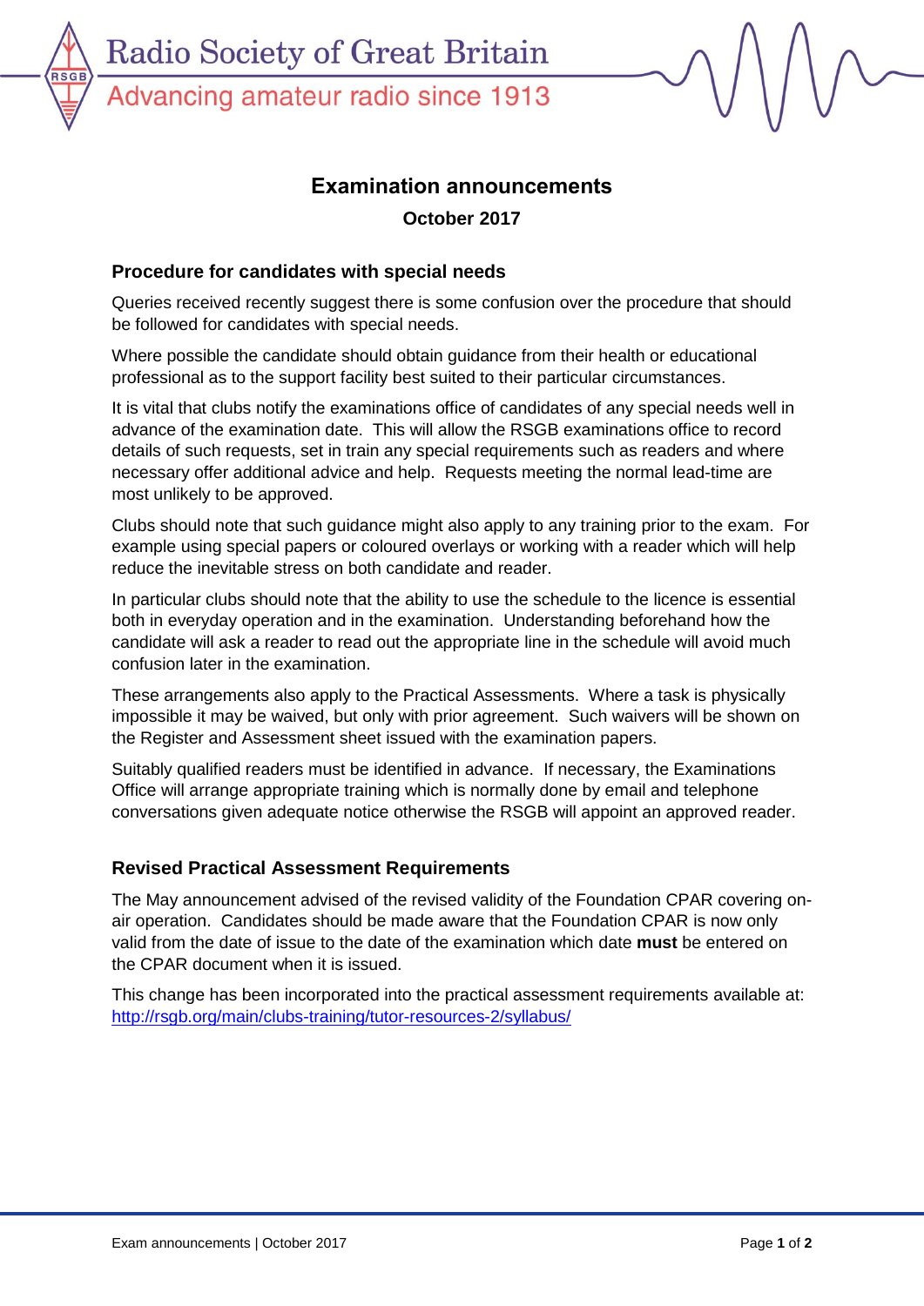Radio Society of Great Britain

Advancing amateur radio since 1913

# Examination announcements

**October 2017**

## Procedure for candidates with special needs

Queries received recently suggest there is some confusion over the procedure that should be followed for candidates with special needs.

Where possible the candidate should obtain guidance from their health or educational professional as to the support facility best suited to their particular circumstances.

It is vital that clubs notify the examinations office of candidates of any special needs well in advance of the examination date. This will allow the RSGB examinations office to record details of such requests, set in train any special requirements such as readers and where necessary offer additional advice and help. Requests meeting the normal lead-time are most unlikely to be approved.

Clubs should note that such guidance might also apply to any training prior to the exam. For example using special papers or coloured overlays or working with a reader which will help reduce the inevitable stress on both candidate and reader.

In particular clubs should note that the ability to use the schedule to the licence is essential both in everyday operation and in the examination. Understanding beforehand how the candidate will ask a reader to read out the appropriate line in the schedule will avoid much confusion later in the examination.

These arrangements also apply to the Practical Assessments. Where a task is physically impossible it may be waived, but only with prior agreement. Such waivers will be shown on the Register and Assessment sheet issued with the examination papers.

Suitably qualified readers must be identified in advance. If necessary, the Examinations Office will arrange appropriate training which is normally done by email and telephone conversations given adequate notice otherwise the RSGB will appoint an approved reader.

## Revised Practical Assessment Requirements

The May announcement advised of the revised validity of the Foundation CPAR covering on-air operation. Candidates should be made aware that the Foundation CPAR is now only valid from the date of issue to the date of the examination which date **must** be entered on the CPAR document when it is issued.

This change has been incorporated into the practical assessment requirements available at: http://rsgb.org/main/clubs-training/tutor-resources-2/syllabus/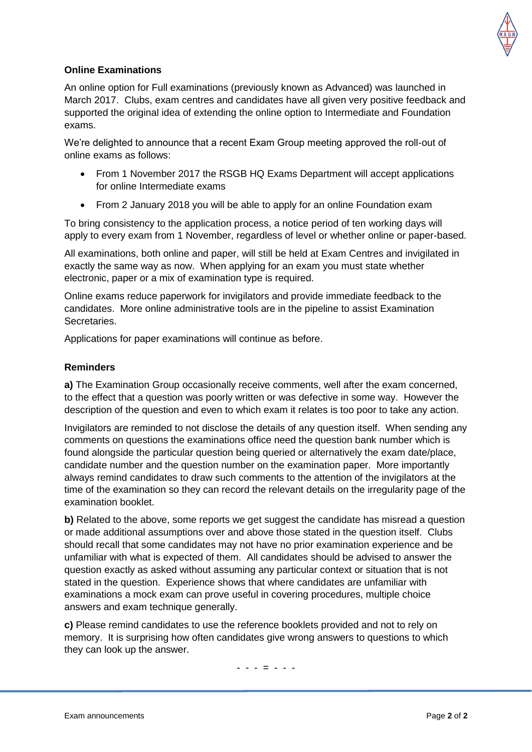**Online Examinations**

An online option for Full examinations (previously known as Advanced) was launched in March 2017. Clubs, exam centres and candidates have all given very positive feedback and supported the original idea of extending the online option to Intermediate and Foundation exams.

We're delighted to announce that a recent Exam Group meeting approved the roll-out of online exams as follows:

- From 1 November 2017 the RSGB HQ Exams Department will accept applications for online Intermediate exams
- From 2 January 2018 you will be able to apply for an online Foundation exam

To bring consistency to the application process, a notice period of ten working days will apply to every exam from 1 November, regardless of level or whether online or paper-based.

All examinations, both online and paper, will still be held at Exam Centres and invigilated in exactly the same way as now. When applying for an exam you must state whether electronic, paper or a mix of examination type is required.

Online exams reduce paperwork for invigilators and provide immediate feedback to the candidates. More online administrative tools are in the pipeline to assist Examination Secretaries.

Applications for paper examinations will continue as before.

**Reminders**

**a)** The Examination Group occasionally receive comments, well after the exam concerned, to the effect that a question was poorly written or was defective in some way. However the description of the question and even to which exam it relates is too poor to take any action.

Invigilators are reminded to not disclose the details of any question itself. When sending any comments on questions the examinations office need the question bank number which is found alongside the particular question being queried or alternatively the exam date/place, candidate number and the question number on the examination paper. More importantly always remind candidates to draw such comments to the attention of the invigilators at the time of the examination so they can record the relevant details on the irregularity page of the examination booklet.

**b)** Related to the above, some reports we get suggest the candidate has misread a question or made additional assumptions over and above those stated in the question itself. Clubs should recall that some candidates may not have no prior examination experience and be unfamiliar with what is expected of them. All candidates should be advised to answer the question exactly as asked without assuming any particular context or situation that is not stated in the question. Experience shows that where candidates are unfamiliar with examinations a mock exam can prove useful in covering procedures, multiple choice answers and exam technique generally.

**c)** Please remind candidates to use the reference booklets provided and not to rely on memory. It is surprising how often candidates give wrong answers to questions to which they can look up the answer.

- - - = - - -